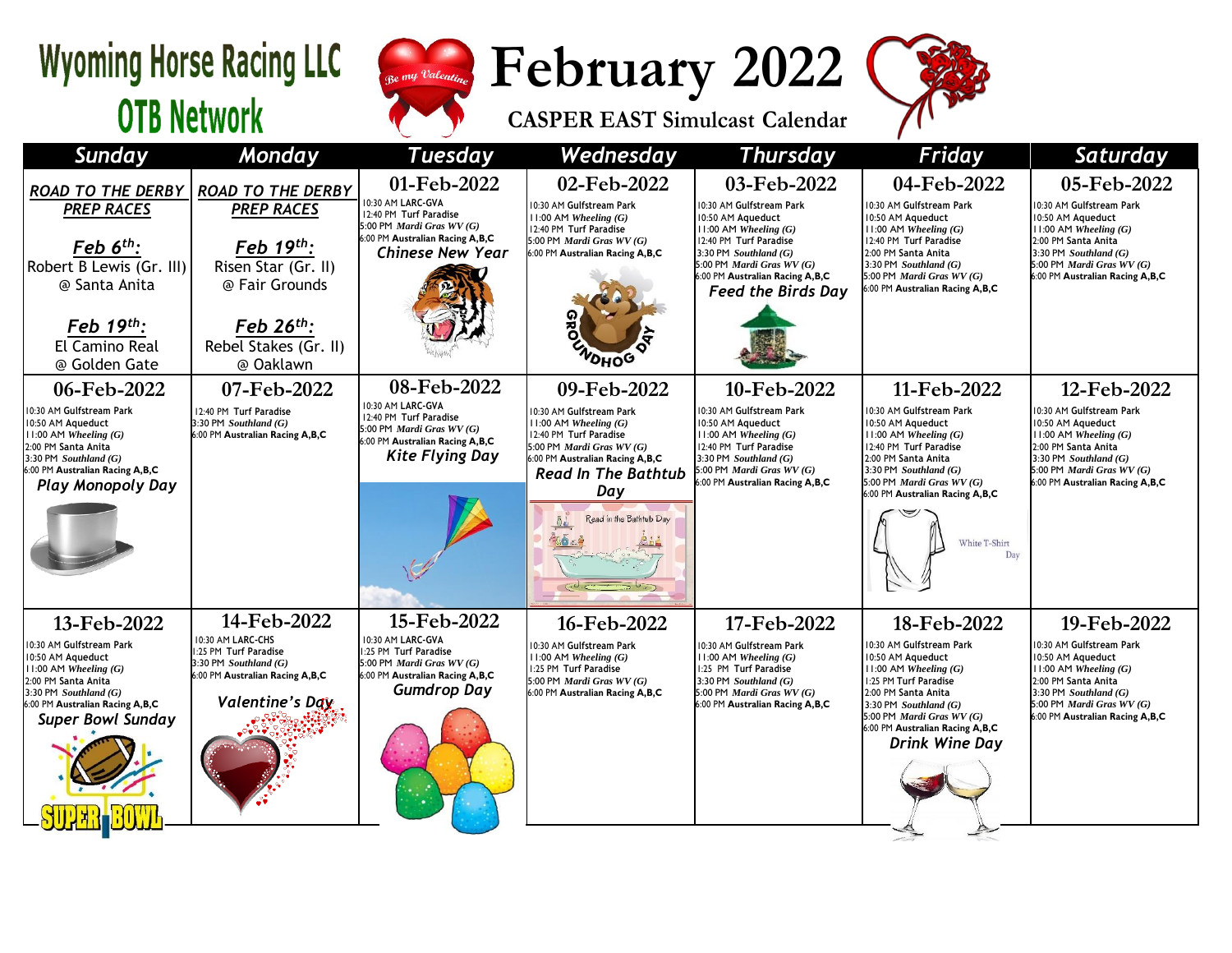# Wyoming Horse Racing LLC
## OTB Network

# February 2022

## CASPER EAST Simulcast Calendar

| Sunday | Monday | Tuesday | Wednesday | Thursday | Friday | Saturday |
|---|---|---|---|---|---|---|
| ***ROAD TO THE DERBY PREP RACES***<br><br>***Feb 6th:***<br>Robert B Lewis (Gr. III)<br>@ Santa Anita<br><br>***Feb 19th:***<br>El Camino Real<br>@ Golden Gate | ***ROAD TO THE DERBY PREP RACES***<br><br>***Feb 19th:***<br>Risen Star (Gr. II)<br>@ Fair Grounds<br><br>***Feb 26th:***<br>Rebel Stakes (Gr. II)<br>@ Oaklawn | **01-Feb-2022**<br>10:30 AM LARC-GVA<br>12:40 PM Turf Paradise<br>5:00 PM *Mardi Gras WV (G)*<br>6:00 PM **Australian Racing A,B,C**<br>***Chinese New Year*** | **02-Feb-2022**<br>10:30 AM Gulfstream Park<br>11:00 AM *Wheeling (G)*<br>12:40 PM Turf Paradise<br>5:00 PM *Mardi Gras WV (G)*<br>6:00 PM **Australian Racing A,B,C**<br>GROUNDHOG DAY | **03-Feb-2022**<br>10:30 AM Gulfstream Park<br>10:50 AM Aqueduct<br>11:00 AM *Wheeling (G)*<br>12:40 PM Turf Paradise<br>3:30 PM *Southland (G)*<br>5:00 PM *Mardi Gras WV (G)*<br>6:00 PM **Australian Racing A,B,C**<br>***Feed the Birds Day*** | **04-Feb-2022**<br>10:30 AM Gulfstream Park<br>10:50 AM Aqueduct<br>11:00 AM *Wheeling (G)*<br>12:40 PM Turf Paradise<br>2:00 PM Santa Anita<br>3:30 PM *Southland (G)*<br>5:00 PM *Mardi Gras WV (G)*<br>6:00 PM **Australian Racing A,B,C** | **05-Feb-2022**<br>10:30 AM Gulfstream Park<br>10:50 AM Aqueduct<br>11:00 AM *Wheeling (G)*<br>2:00 PM Santa Anita<br>3:30 PM *Southland (G)*<br>5:00 PM *Mardi Gras WV (G)*<br>6:00 PM **Australian Racing A,B,C** |
| **06-Feb-2022**<br>10:30 AM Gulfstream Park<br>10:50 AM Aqueduct<br>11:00 AM *Wheeling (G)*<br>2:00 PM Santa Anita<br>3:30 PM *Southland (G)*<br>6:00 PM **Australian Racing A,B,C**<br>***Play Monopoly Day*** | **07-Feb-2022**<br>12:40 PM Turf Paradise<br>3:30 PM *Southland (G)*<br>6:00 PM **Australian Racing A,B,C** | **08-Feb-2022**<br>10:30 AM LARC-GVA<br>12:40 PM Turf Paradise<br>5:00 PM *Mardi Gras WV (G)*<br>6:00 PM **Australian Racing A,B,C**<br>***Kite Flying Day*** | **09-Feb-2022**<br>10:30 AM Gulfstream Park<br>11:00 AM *Wheeling (G)*<br>12:40 PM Turf Paradise<br>5:00 PM *Mardi Gras WV (G)*<br>6:00 PM **Australian Racing A,B,C**<br>***Read In The Bathtub Day***<br>Read in the Bathtub Day | **10-Feb-2022**<br>10:30 AM Gulfstream Park<br>10:50 AM Aqueduct<br>11:00 AM *Wheeling (G)*<br>12:40 PM Turf Paradise<br>3:30 PM *Southland (G)*<br>5:00 PM *Mardi Gras WV (G)*<br>6:00 PM **Australian Racing A,B,C** | **11-Feb-2022**<br>10:30 AM Gulfstream Park<br>10:50 AM Aqueduct<br>11:00 AM *Wheeling (G)*<br>12:40 PM Turf Paradise<br>2:00 PM Santa Anita<br>3:30 PM *Southland (G)*<br>5:00 PM *Mardi Gras WV (G)*<br>6:00 PM **Australian Racing A,B,C**<br>White T-Shirt Day | **12-Feb-2022**<br>10:30 AM Gulfstream Park<br>10:50 AM Aqueduct<br>11:00 AM *Wheeling (G)*<br>2:00 PM Santa Anita<br>3:30 PM *Southland (G)*<br>5:00 PM *Mardi Gras WV (G)*<br>6:00 PM **Australian Racing A,B,C** |
| **13-Feb-2022**<br>10:30 AM Gulfstream Park<br>10:50 AM Aqueduct<br>11:00 AM *Wheeling (G)*<br>2:00 PM Santa Anita<br>3:30 PM *Southland (G)*<br>6:00 PM **Australian Racing A,B,C**<br>***Super Bowl Sunday***<br>SUPER BOWL | **14-Feb-2022**<br>10:30 AM LARC-CHS<br>1:25 PM Turf Paradise<br>3:30 PM *Southland (G)*<br>6:00 PM **Australian Racing A,B,C**<br>***Valentine's Day*** | **15-Feb-2022**<br>10:30 AM LARC-GVA<br>1:25 PM Turf Paradise<br>5:00 PM *Mardi Gras WV (G)*<br>6:00 PM **Australian Racing A,B,C**<br>***Gumdrop Day*** | **16-Feb-2022**<br>10:30 AM Gulfstream Park<br>11:00 AM *Wheeling (G)*<br>1:25 PM Turf Paradise<br>5:00 PM *Mardi Gras WV (G)*<br>6:00 PM **Australian Racing A,B,C** | **17-Feb-2022**<br>10:30 AM Gulfstream Park<br>11:00 AM *Wheeling (G)*<br>1:25 PM Turf Paradise<br>3:30 PM *Southland (G)*<br>5:00 PM *Mardi Gras WV (G)*<br>6:00 PM **Australian Racing A,B,C** | **18-Feb-2022**<br>10:30 AM Gulfstream Park<br>10:50 AM Aqueduct<br>11:00 AM *Wheeling (G)*<br>1:25 PM Turf Paradise<br>2:00 PM Santa Anita<br>3:30 PM *Southland (G)*<br>5:00 PM *Mardi Gras WV (G)*<br>6:00 PM **Australian Racing A,B,C**<br>***Drink Wine Day*** | **19-Feb-2022**<br>10:30 AM Gulfstream Park<br>10:50 AM Aqueduct<br>11:00 AM *Wheeling (G)*<br>2:00 PM Santa Anita<br>3:30 PM *Southland (G)*<br>5:00 PM *Mardi Gras WV (G)*<br>6:00 PM **Australian Racing A,B,C** |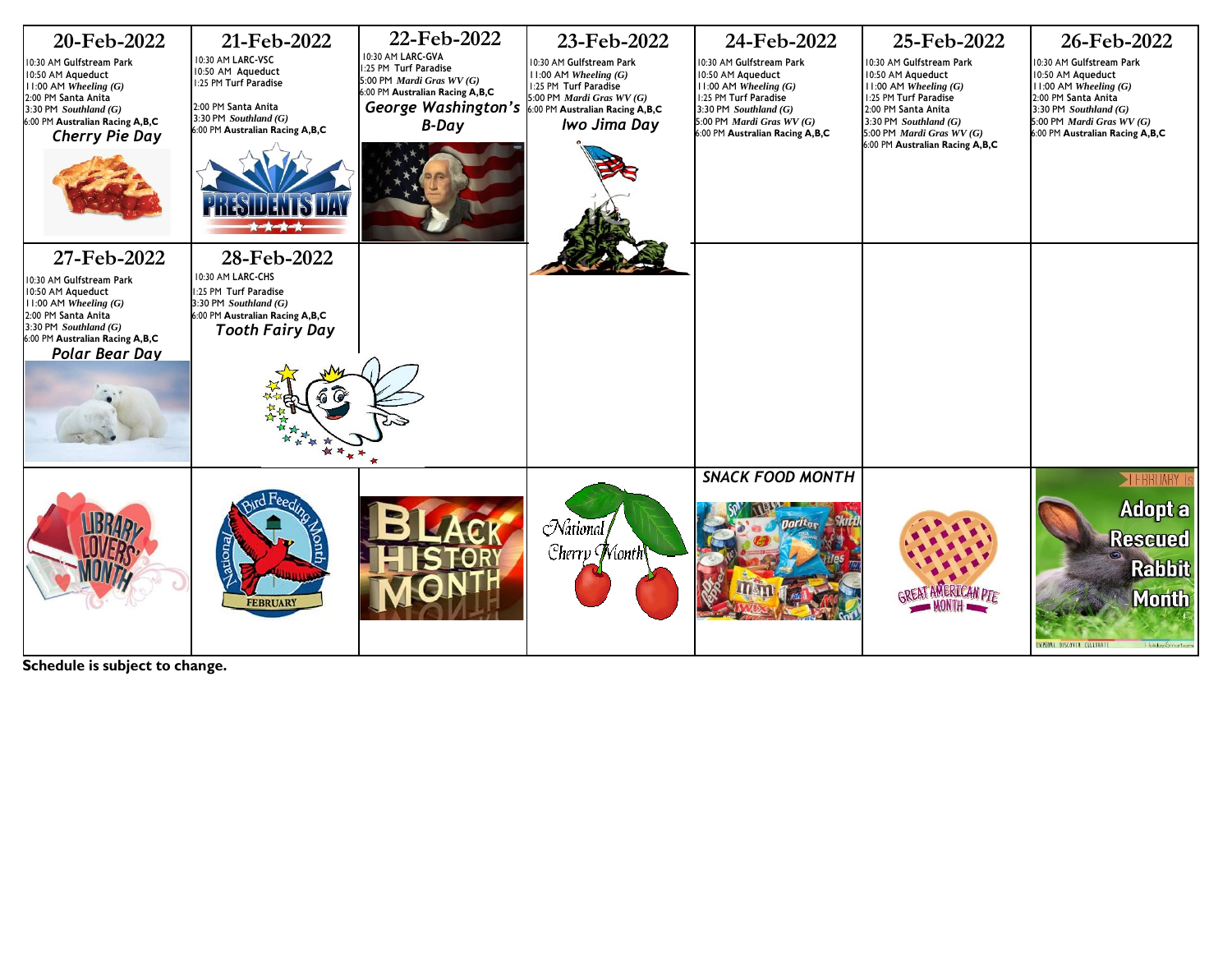| 20-Feb-2022 | 21-Feb-2022 | 22-Feb-2022 | 23-Feb-2022 | 24-Feb-2022 | 25-Feb-2022 | 26-Feb-2022 |
|---|---|---|---|---|---|---|
| 10:30 AM Gulfstream Park<br>10:50 AM Aqueduct<br>11:00 AM *Wheeling (G)*<br>2:00 PM Santa Anita<br>3:30 PM *Southland (G)*<br>6:00 PM **Australian Racing A,B,C**<br>***Cherry Pie Day*** | 10:30 AM LARC-VSC<br>10:50 AM Aqueduct<br>1:25 PM Turf Paradise<br>2:00 PM Santa Anita<br>3:30 PM *Southland (G)*<br>6:00 PM **Australian Racing A,B,C** | 10:30 AM LARC-GVA<br>1:25 PM Turf Paradise<br>5:00 PM *Mardi Gras WV (G)*<br>6:00 PM **Australian Racing A,B,C**<br>***George Washington's B-Day*** | 10:30 AM Gulfstream Park<br>11:00 AM *Wheeling (G)*<br>1:25 PM Turf Paradise<br>5:00 PM *Mardi Gras WV (G)*<br>6:00 PM **Australian Racing A,B,C**<br>***Iwo Jima Day*** | 10:30 AM Gulfstream Park<br>10:50 AM Aqueduct<br>11:00 AM *Wheeling (G)*<br>1:25 PM Turf Paradise<br>3:30 PM *Southland (G)*<br>5:00 PM *Mardi Gras WV (G)*<br>6:00 PM **Australian Racing A,B,C** | 10:30 AM Gulfstream Park<br>10:50 AM Aqueduct<br>11:00 AM *Wheeling (G)*<br>1:25 PM Turf Paradise<br>2:00 PM Santa Anita<br>3:30 PM *Southland (G)*<br>5:00 PM *Mardi Gras WV (G)*<br>6:00 PM **Australian Racing A,B,C** | 10:30 AM Gulfstream Park<br>10:50 AM Aqueduct<br>11:00 AM *Wheeling (G)*<br>2:00 PM Santa Anita<br>3:30 PM *Southland (G)*<br>5:00 PM *Mardi Gras WV (G)*<br>6:00 PM **Australian Racing A,B,C** |
| **27-Feb-2022**<br>10:30 AM Gulfstream Park<br>10:50 AM Aqueduct<br>11:00 AM *Wheeling (G)*<br>2:00 PM Santa Anita<br>3:30 PM *Southland (G)*<br>6:00 PM **Australian Racing A,B,C**<br>***Polar Bear Day*** | **28-Feb-2022**<br>10:30 AM LARC-CHS<br>1:25 PM Turf Paradise<br>3:30 PM *Southland (G)*<br>6:00 PM **Australian Racing A,B,C**<br>***Tooth Fairy Day*** | | | | | |
| | | | | ***SNACK FOOD MONTH*** | | |

**Schedule is subject to change.**